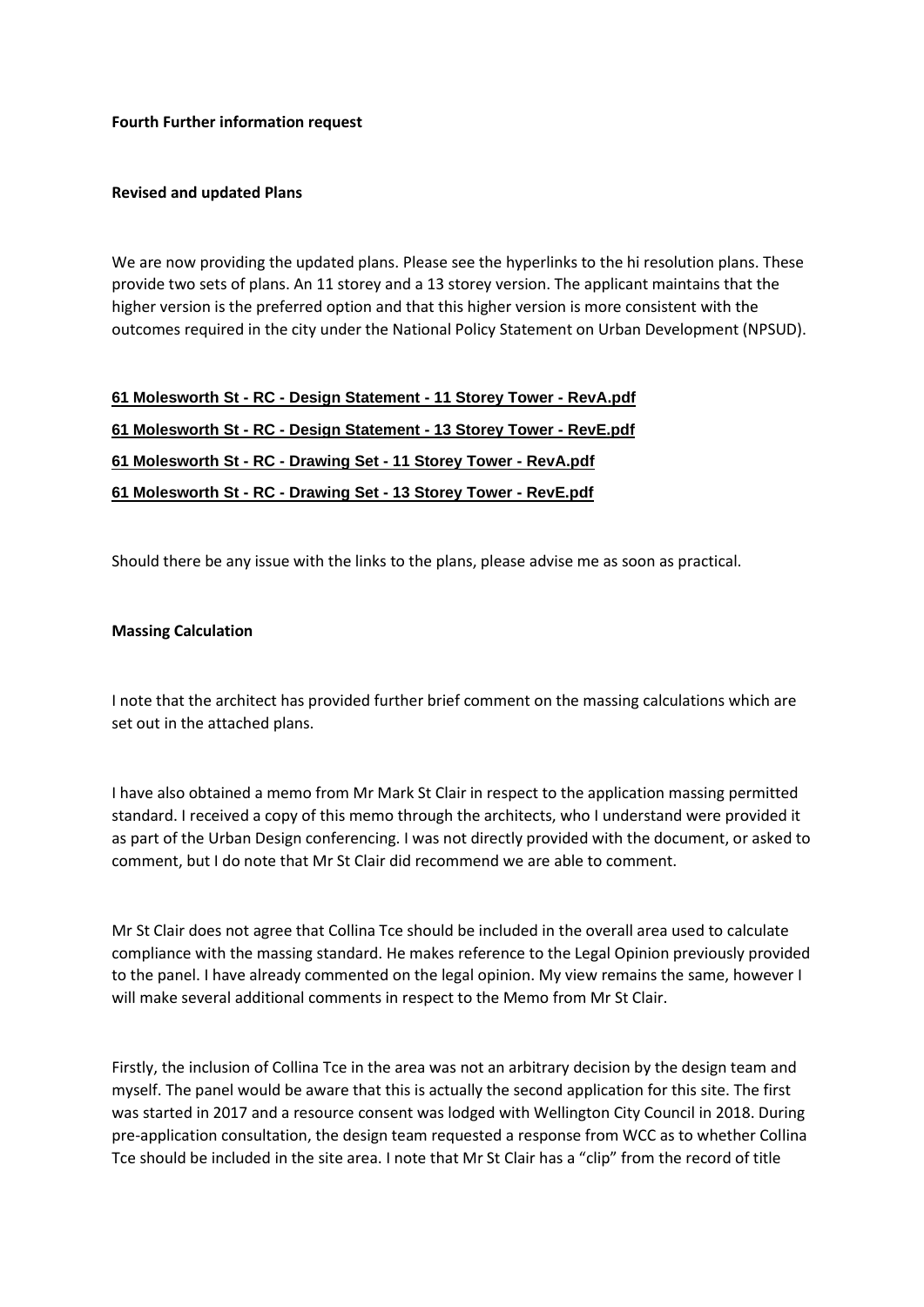**Fourth Further information request**

**Revised and updated Plans**

We are now providing the updated plans. Please see the hyperlinks to the hi resolution plans. These provide two sets of plans. An 11 storey and a 13 storey version. The applicant maintains that the higher version is the preferred option and that this higher version is more consistent with the outcomes required in the city under the National Policy Statement on Urban Development (NPSUD).

**61 Molesworth St - RC - Design Statement - 11 Storey Tower - RevA.pdf**

**61 Molesworth St - RC - Design Statement - 13 Storey Tower - RevE.pdf**

**61 Molesworth St - RC - Drawing Set - 11 Storey Tower - RevA.pdf**

**61 Molesworth St - RC - Drawing Set - 13 Storey Tower - RevE.pdf**

Should there be any issue with the links to the plans, please advise me as soon as practical.

**Massing Calculation**

I note that the architect has provided further brief comment on the massing calculations which are set out in the attached plans.

I have also obtained a memo from Mr Mark St Clair in respect to the application massing permitted standard. I received a copy of this memo through the architects, who I understand were provided it as part of the Urban Design conferencing. I was not directly provided with the document, or asked to comment, but I do note that Mr St Clair did recommend we are able to comment.

Mr St Clair does not agree that Collina Tce should be included in the overall area used to calculate compliance with the massing standard. He makes reference to the Legal Opinion previously provided to the panel. I have already commented on the legal opinion. My view remains the same, however I will make several additional comments in respect to the Memo from Mr St Clair.

Firstly, the inclusion of Collina Tce in the area was not an arbitrary decision by the design team and myself. The panel would be aware that this is actually the second application for this site. The first was started in 2017 and a resource consent was lodged with Wellington City Council in 2018. During pre-application consultation, the design team requested a response from WCC as to whether Collina Tce should be included in the site area. I note that Mr St Clair has a "clip" from the record of title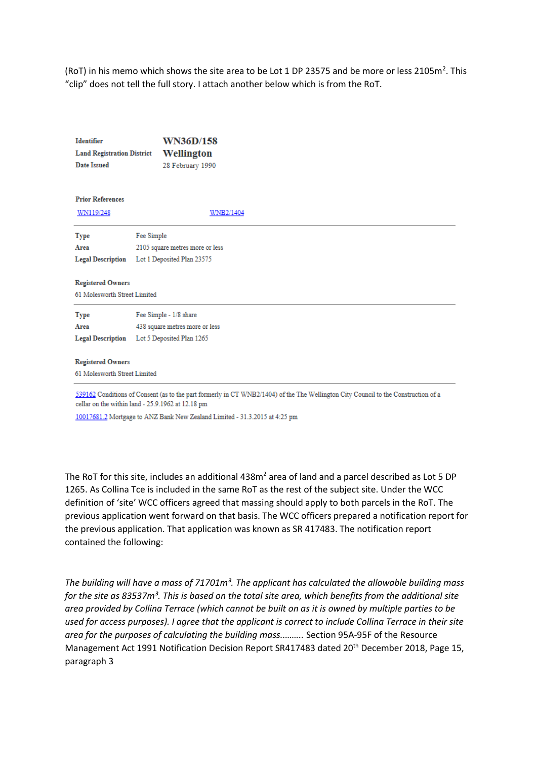(RoT) in his memo which shows the site area to be Lot 1 DP 23575 and be more or less 2105m$^2$. This "clip" does not tell the full story. I attach another below which is from the RoT.

**Identifier** WN36D/158
**Land Registration District** Wellington
**Date Issued** 28 February 1990

**Prior References**
WN119/248 WNB2/1404

---

**Type** Fee Simple
**Area** 2105 square metres more or less
**Legal Description** Lot 1 Deposited Plan 23575

**Registered Owners**
61 Molesworth Street Limited

---

**Type** Fee Simple - 1/8 share
**Area** 438 square metres more or less
**Legal Description** Lot 5 Deposited Plan 1265

**Registered Owners**
61 Molesworth Street Limited

---

539162 Conditions of Consent (as to the part formerly in CT WNB2/1404) of the The Wellington City Council to the Construction of a cellar on the within land - 25.9.1962 at 12.18 pm

10017681.2 Mortgage to ANZ Bank New Zealand Limited - 31.3.2015 at 4:25 pm

The RoT for this site, includes an additional 438m$^2$ area of land and a parcel described as Lot 5 DP 1265. As Collina Tce is included in the same RoT as the rest of the subject site. Under the WCC definition of 'site' WCC officers agreed that massing should apply to both parcels in the RoT. The previous application went forward on that basis. The WCC officers prepared a notification report for the previous application. That application was known as SR 417483. The notification report contained the following:

*The building will have a mass of 71701m³. The applicant has calculated the allowable building mass for the site as 83537m³. This is based on the total site area, which benefits from the additional site area provided by Collina Terrace (which cannot be built on as it is owned by multiple parties to be used for access purposes). I agree that the applicant is correct to include Collina Terrace in their site area for the purposes of calculating the building mass……….* Section 95A-95F of the Resource Management Act 1991 Notification Decision Report SR417483 dated 20$^{th}$ December 2018, Page 15, paragraph 3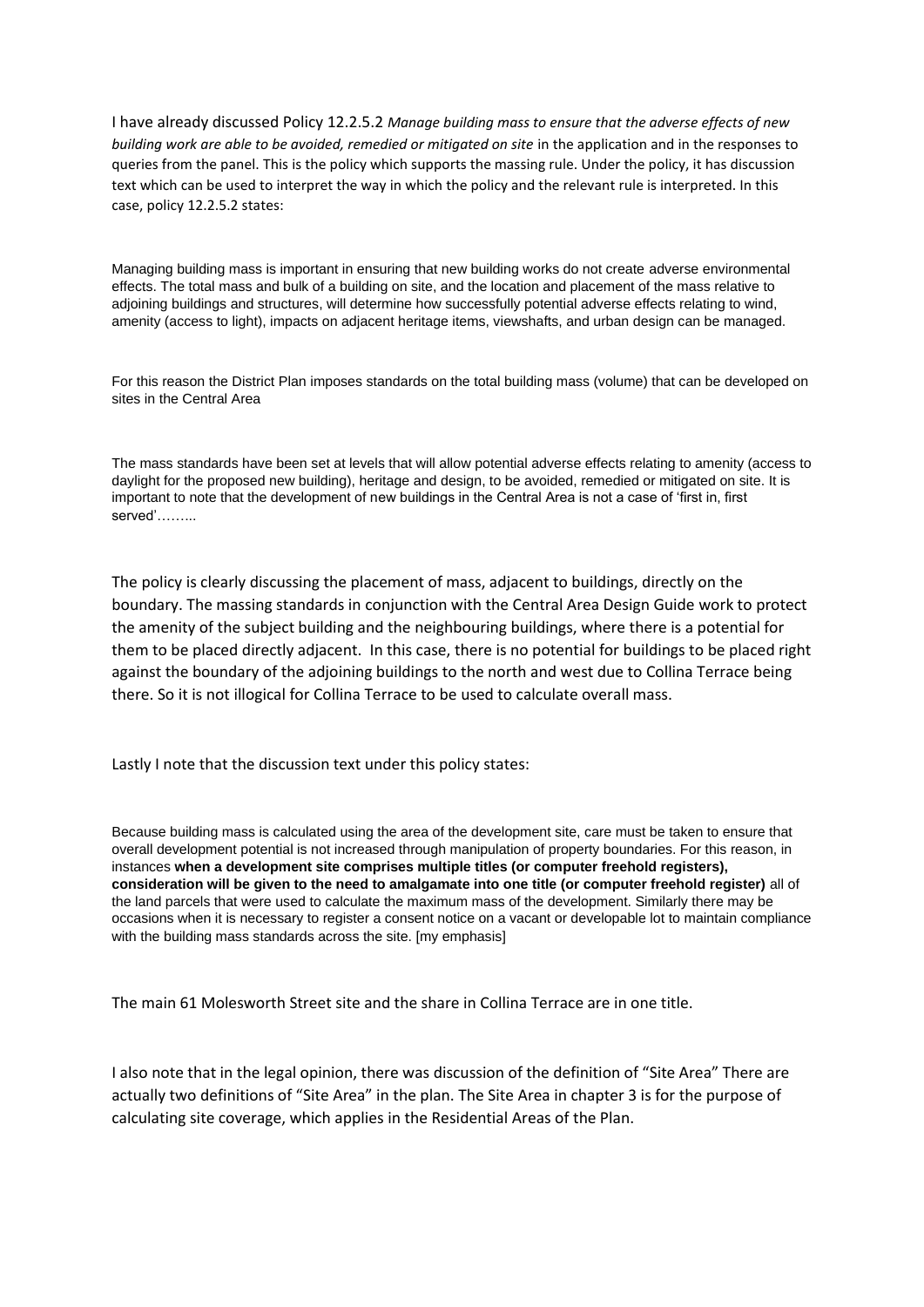I have already discussed Policy 12.2.5.2 *Manage building mass to ensure that the adverse effects of new building work are able to be avoided, remedied or mitigated on site* in the application and in the responses to queries from the panel. This is the policy which supports the massing rule. Under the policy, it has discussion text which can be used to interpret the way in which the policy and the relevant rule is interpreted. In this case, policy 12.2.5.2 states:

> Managing building mass is important in ensuring that new building works do not create adverse environmental effects. The total mass and bulk of a building on site, and the location and placement of the mass relative to adjoining buildings and structures, will determine how successfully potential adverse effects relating to wind, amenity (access to light), impacts on adjacent heritage items, viewshafts, and urban design can be managed.
>
> For this reason the District Plan imposes standards on the total building mass (volume) that can be developed on sites in the Central Area
>
> The mass standards have been set at levels that will allow potential adverse effects relating to amenity (access to daylight for the proposed new building), heritage and design, to be avoided, remedied or mitigated on site. It is important to note that the development of new buildings in the Central Area is not a case of 'first in, first served'……...

The policy is clearly discussing the placement of mass, adjacent to buildings, directly on the boundary. The massing standards in conjunction with the Central Area Design Guide work to protect the amenity of the subject building and the neighbouring buildings, where there is a potential for them to be placed directly adjacent. In this case, there is no potential for buildings to be placed right against the boundary of the adjoining buildings to the north and west due to Collina Terrace being there. So it is not illogical for Collina Terrace to be used to calculate overall mass.

Lastly I note that the discussion text under this policy states:

> Because building mass is calculated using the area of the development site, care must be taken to ensure that overall development potential is not increased through manipulation of property boundaries. For this reason, in instances **when a development site comprises multiple titles (or computer freehold registers), consideration will be given to the need to amalgamate into one title (or computer freehold register)** all of the land parcels that were used to calculate the maximum mass of the development. Similarly there may be occasions when it is necessary to register a consent notice on a vacant or developable lot to maintain compliance with the building mass standards across the site. [my emphasis]

The main 61 Molesworth Street site and the share in Collina Terrace are in one title.

I also note that in the legal opinion, there was discussion of the definition of "Site Area" There are actually two definitions of "Site Area" in the plan. The Site Area in chapter 3 is for the purpose of calculating site coverage, which applies in the Residential Areas of the Plan.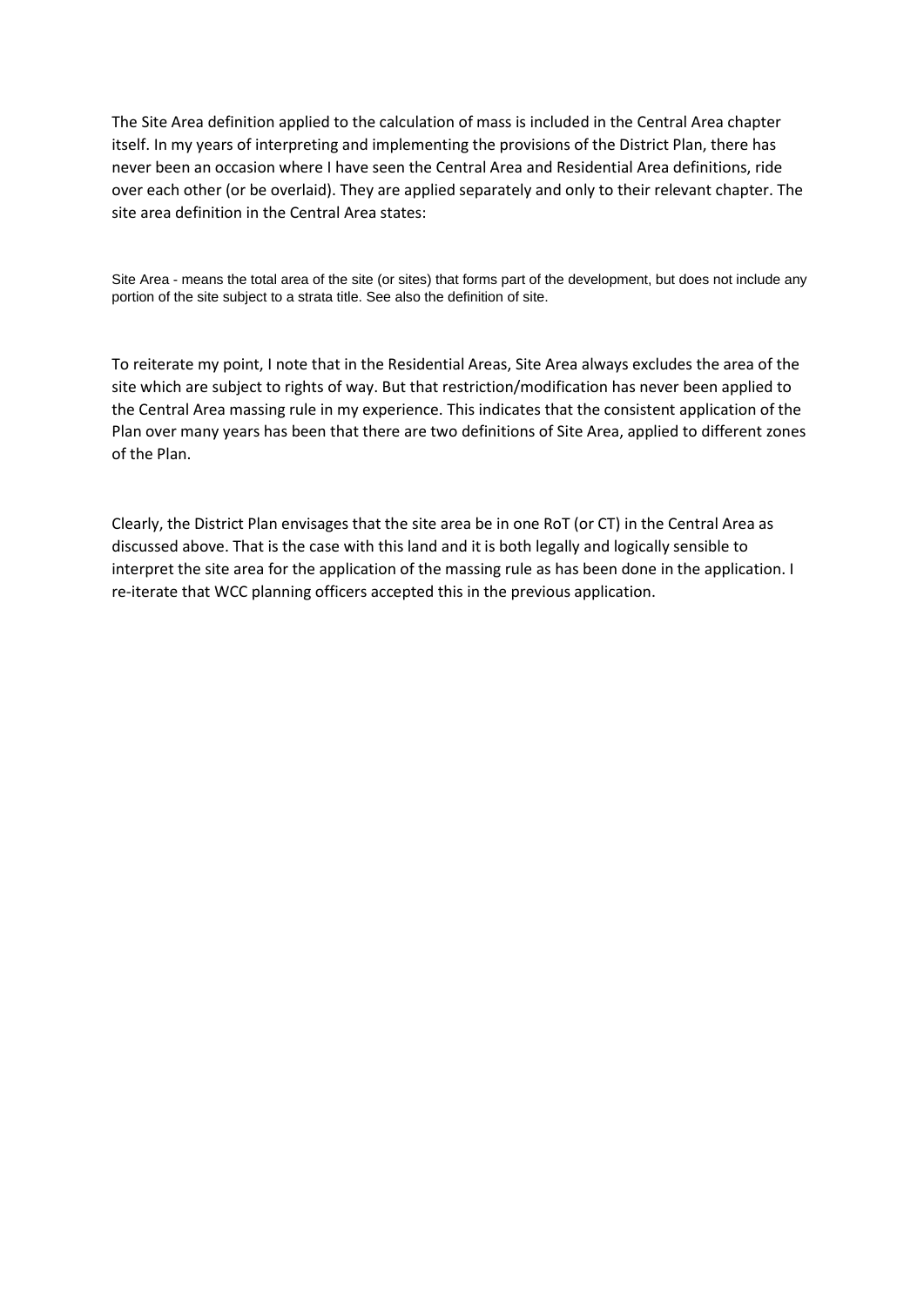The Site Area definition applied to the calculation of mass is included in the Central Area chapter itself. In my years of interpreting and implementing the provisions of the District Plan, there has never been an occasion where I have seen the Central Area and Residential Area definitions, ride over each other (or be overlaid). They are applied separately and only to their relevant chapter. The site area definition in the Central Area states:

Site Area - means the total area of the site (or sites) that forms part of the development, but does not include any portion of the site subject to a strata title. See also the definition of site.

To reiterate my point, I note that in the Residential Areas, Site Area always excludes the area of the site which are subject to rights of way. But that restriction/modification has never been applied to the Central Area massing rule in my experience. This indicates that the consistent application of the Plan over many years has been that there are two definitions of Site Area, applied to different zones of the Plan.

Clearly, the District Plan envisages that the site area be in one RoT (or CT) in the Central Area as discussed above. That is the case with this land and it is both legally and logically sensible to interpret the site area for the application of the massing rule as has been done in the application. I re-iterate that WCC planning officers accepted this in the previous application.